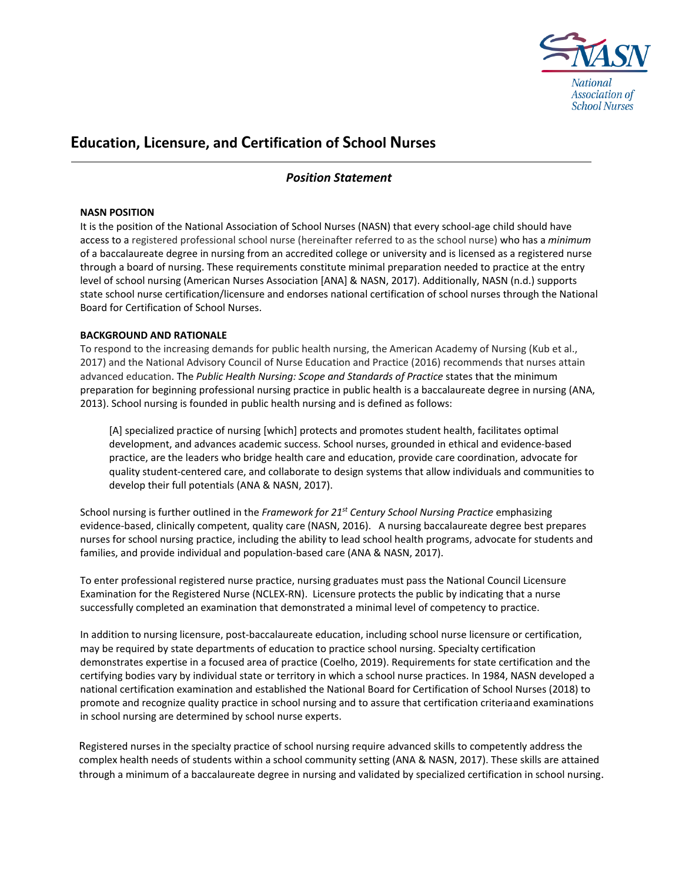# Education, Licensure, and Certification of School Nurses

## *Position Statement*

**NASN POSITION**

It is the position of the National Association of School Nurses (NASN) that every school-age child should have access to a registered professional school nurse (hereinafter referred to as the school nurse) who has a *minimum* of a baccalaureate degree in nursing from an accredited college or university and is licensed as a registered nurse through a board of nursing. These requirements constitute minimal preparation needed to practice at the entry level of school nursing (American Nurses Association [ANA] & NASN, 2017). Additionally, NASN (n.d.) supports state school nurse certification/licensure and endorses national certification of school nurses through the National Board for Certification of School Nurses.

**BACKGROUND AND RATIONALE**

To respond to the increasing demands for public health nursing, the American Academy of Nursing (Kub et al., 2017) and the National Advisory Council of Nurse Education and Practice (2016) recommends that nurses attain advanced education. The *Public Health Nursing: Scope and Standards of Practice* states that the minimum preparation for beginning professional nursing practice in public health is a baccalaureate degree in nursing (ANA, 2013). School nursing is founded in public health nursing and is defined as follows:

> [A] specialized practice of nursing [which] protects and promotes student health, facilitates optimal development, and advances academic success. School nurses, grounded in ethical and evidence-based practice, are the leaders who bridge health care and education, provide care coordination, advocate for quality student-centered care, and collaborate to design systems that allow individuals and communities to develop their full potentials (ANA & NASN, 2017).

School nursing is further outlined in the *Framework for 21st Century School Nursing Practice* emphasizing evidence-based, clinically competent, quality care (NASN, 2016). A nursing baccalaureate degree best prepares nurses for school nursing practice, including the ability to lead school health programs, advocate for students and families, and provide individual and population-based care (ANA & NASN, 2017).

To enter professional registered nurse practice, nursing graduates must pass the National Council Licensure Examination for the Registered Nurse (NCLEX-RN). Licensure protects the public by indicating that a nurse successfully completed an examination that demonstrated a minimal level of competency to practice.

In addition to nursing licensure, post-baccalaureate education, including school nurse licensure or certification, may be required by state departments of education to practice school nursing. Specialty certification demonstrates expertise in a focused area of practice (Coelho, 2019). Requirements for state certification and the certifying bodies vary by individual state or territory in which a school nurse practices. In 1984, NASN developed a national certification examination and established the National Board for Certification of School Nurses (2018) to promote and recognize quality practice in school nursing and to assure that certification criteria and examinations in school nursing are determined by school nurse experts.

Registered nurses in the specialty practice of school nursing require advanced skills to competently address the complex health needs of students within a school community setting (ANA & NASN, 2017). These skills are attained through a minimum of a baccalaureate degree in nursing and validated by specialized certification in school nursing.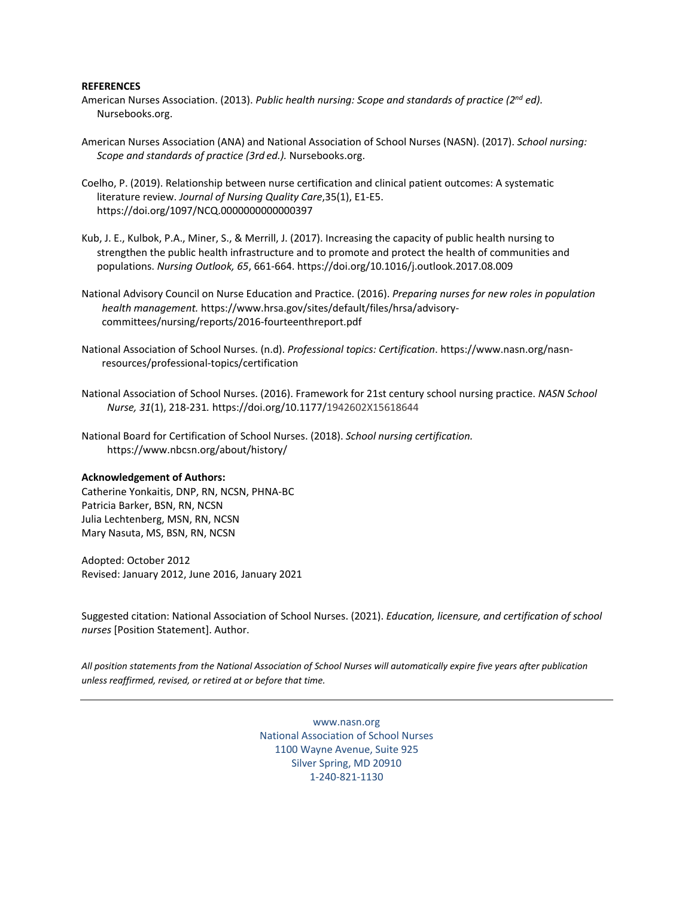**REFERENCES**

American Nurses Association. (2013). *Public health nursing: Scope and standards of practice (2nd ed).* Nursebooks.org.

American Nurses Association (ANA) and National Association of School Nurses (NASN). (2017). *School nursing: Scope and standards of practice (3rd ed.).* Nursebooks.org.

Coelho, P. (2019). Relationship between nurse certification and clinical patient outcomes: A systematic literature review. *Journal of Nursing Quality Care*,35(1), E1-E5. https://doi.org/1097/NCQ.0000000000000397

Kub, J. E., Kulbok, P.A., Miner, S., & Merrill, J. (2017). Increasing the capacity of public health nursing to strengthen the public health infrastructure and to promote and protect the health of communities and populations. *Nursing Outlook, 65*, 661-664. https://doi.org/10.1016/j.outlook.2017.08.009

National Advisory Council on Nurse Education and Practice. (2016). *Preparing nurses for new roles in population health management.* https://www.hrsa.gov/sites/default/files/hrsa/advisory-committees/nursing/reports/2016-fourteenthreport.pdf

National Association of School Nurses. (n.d). *Professional topics: Certification*. https://www.nasn.org/nasn-resources/professional-topics/certification

National Association of School Nurses. (2016). Framework for 21st century school nursing practice. *NASN School Nurse, 31*(1), 218-231*.* https://doi.org/10.1177/1942602X15618644

National Board for Certification of School Nurses. (2018). *School nursing certification.* https://www.nbcsn.org/about/history/

**Acknowledgement of Authors:**
Catherine Yonkaitis, DNP, RN, NCSN, PHNA-BC
Patricia Barker, BSN, RN, NCSN
Julia Lechtenberg, MSN, RN, NCSN
Mary Nasuta, MS, BSN, RN, NCSN

Adopted: October 2012
Revised: January 2012, June 2016, January 2021

Suggested citation: National Association of School Nurses. (2021). *Education, licensure, and certification of school nurses* [Position Statement]. Author.

*All position statements from the National Association of School Nurses will automatically expire five years after publication unless reaffirmed, revised, or retired at or before that time.*

---

www.nasn.org
National Association of School Nurses
1100 Wayne Avenue, Suite 925
Silver Spring, MD 20910
1-240-821-1130